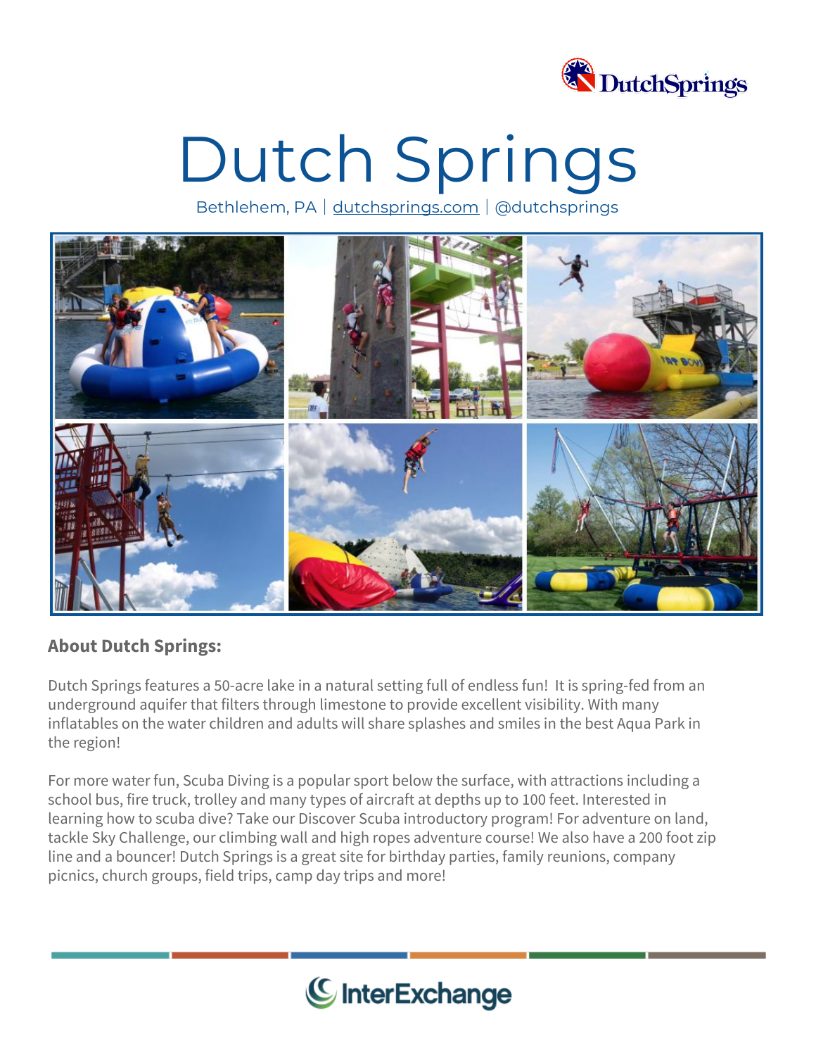# Dutch Springs

Bethlehem, PA | dutchsprings.com | @dutchsprings

**About Dutch Springs:**

Dutch Springs features a 50-acre lake in a natural setting full of endless fun! It is spring-fed from an underground aquifer that filters through limestone to provide excellent visibility. With many inflatables on the water children and adults will share splashes and smiles in the best Aqua Park in the region!

For more water fun, Scuba Diving is a popular sport below the surface, with attractions including a school bus, fire truck, trolley and many types of aircraft at depths up to 100 feet. Interested in learning how to scuba dive? Take our Discover Scuba introductory program! For adventure on land, tackle Sky Challenge, our climbing wall and high ropes adventure course! We also have a 200 foot zip line and a bouncer! Dutch Springs is a great site for birthday parties, family reunions, company picnics, church groups, field trips, camp day trips and more!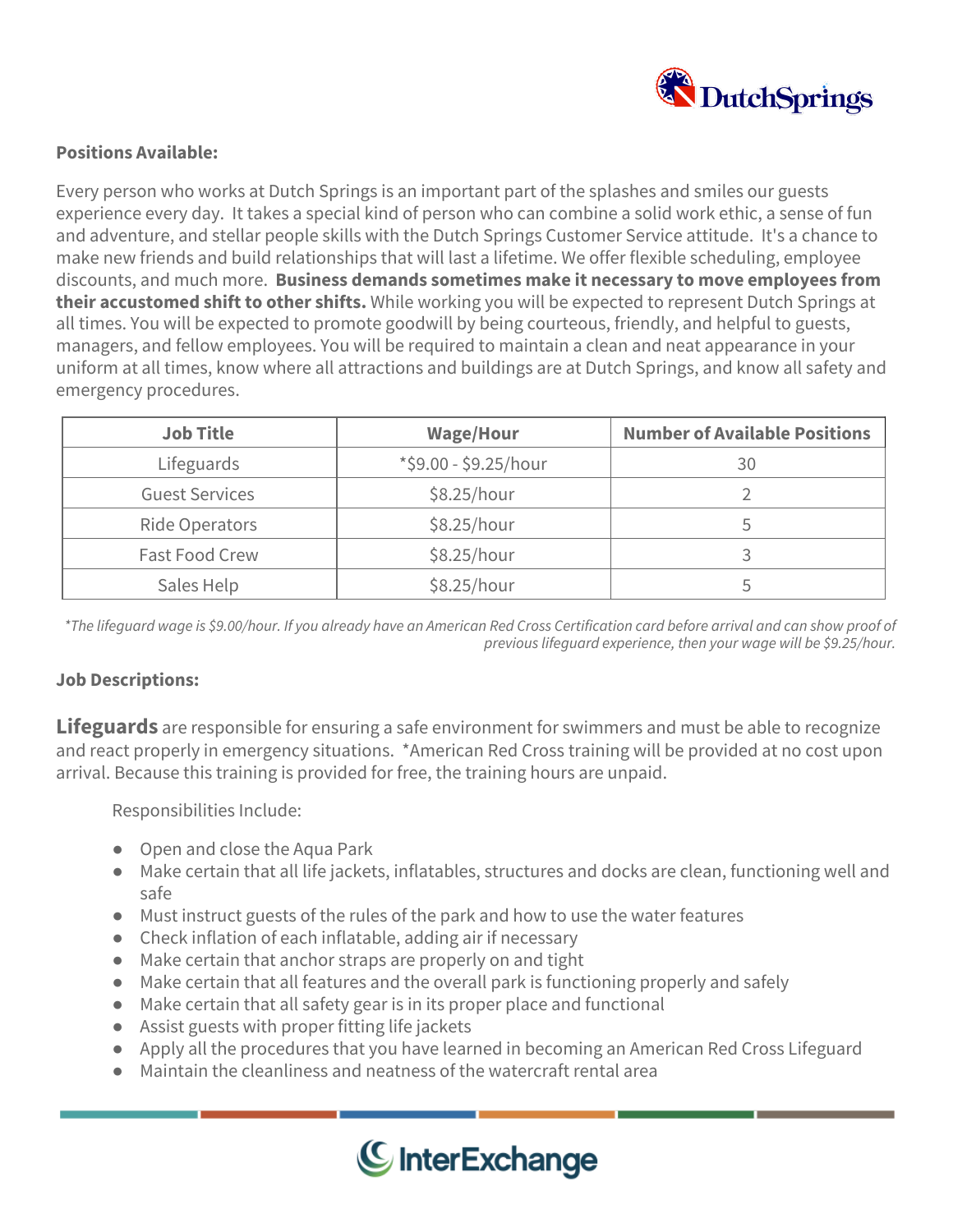**Positions Available:**

Every person who works at Dutch Springs is an important part of the splashes and smiles our guests experience every day. It takes a special kind of person who can combine a solid work ethic, a sense of fun and adventure, and stellar people skills with the Dutch Springs Customer Service attitude. It's a chance to make new friends and build relationships that will last a lifetime. We offer flexible scheduling, employee discounts, and much more. **Business demands sometimes make it necessary to move employees from their accustomed shift to other shifts.** While working you will be expected to represent Dutch Springs at all times. You will be expected to promote goodwill by being courteous, friendly, and helpful to guests, managers, and fellow employees. You will be required to maintain a clean and neat appearance in your uniform at all times, know where all attractions and buildings are at Dutch Springs, and know all safety and emergency procedures.

| Job Title | Wage/Hour | Number of Available Positions |
|---|---|---|
| Lifeguards | *$9.00 - $9.25/hour | 30 |
| Guest Services | $8.25/hour | 2 |
| Ride Operators | $8.25/hour | 5 |
| Fast Food Crew | $8.25/hour | 3 |
| Sales Help | $8.25/hour | 5 |

*\*The lifeguard wage is $9.00/hour. If you already have an American Red Cross Certification card before arrival and can show proof of previous lifeguard experience, then your wage will be $9.25/hour.*

**Job Descriptions:**

**Lifeguards** are responsible for ensuring a safe environment for swimmers and must be able to recognize and react properly in emergency situations. *American Red Cross training will be provided at no cost upon arrival. Because this training is provided for free, the training hours are unpaid.

Responsibilities Include:

- Open and close the Aqua Park
- Make certain that all life jackets, inflatables, structures and docks are clean, functioning well and safe
- Must instruct guests of the rules of the park and how to use the water features
- Check inflation of each inflatable, adding air if necessary
- Make certain that anchor straps are properly on and tight
- Make certain that all features and the overall park is functioning properly and safely
- Make certain that all safety gear is in its proper place and functional
- Assist guests with proper fitting life jackets
- Apply all the procedures that you have learned in becoming an American Red Cross Lifeguard
- Maintain the cleanliness and neatness of the watercraft rental area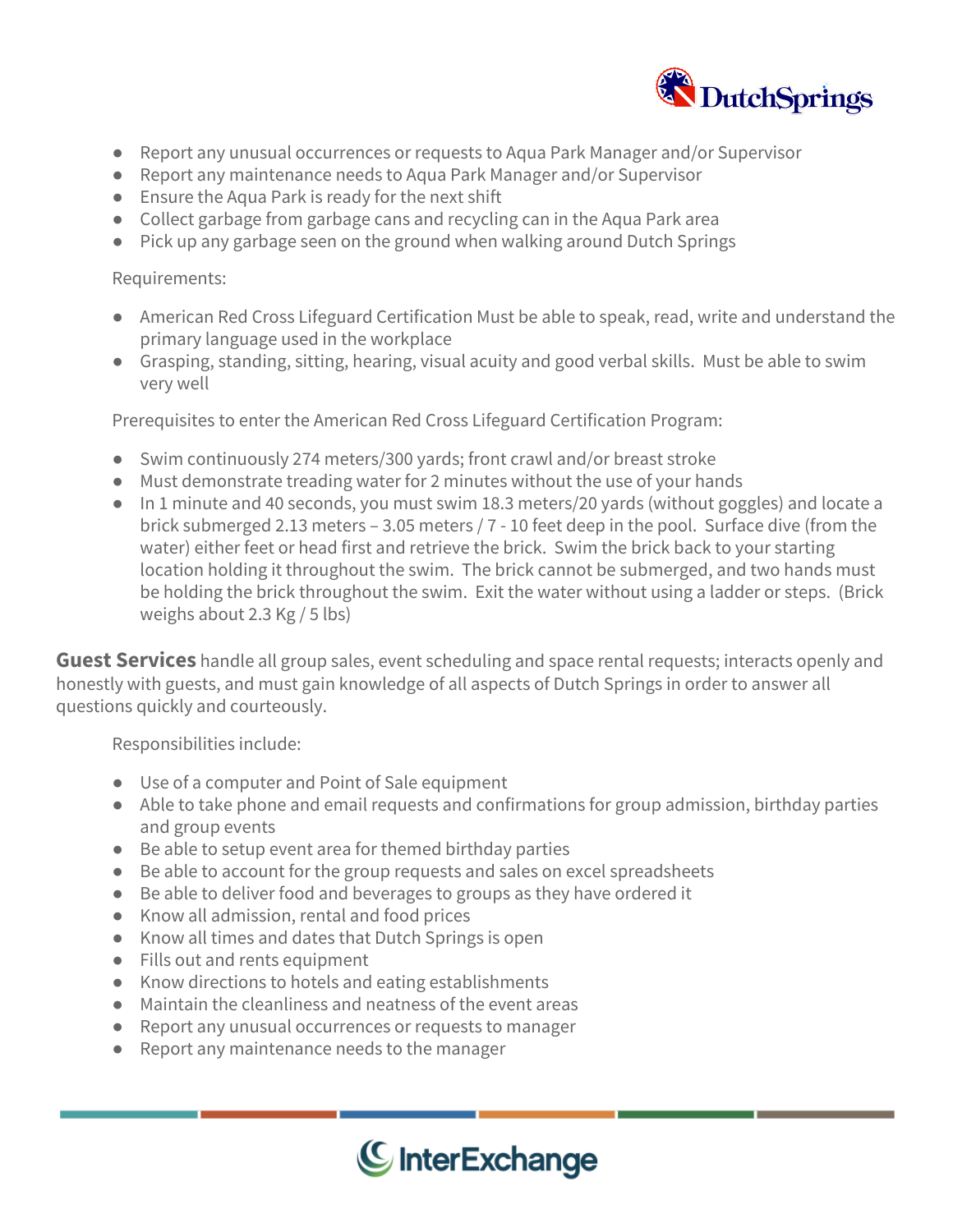- Report any unusual occurrences or requests to Aqua Park Manager and/or Supervisor
- Report any maintenance needs to Aqua Park Manager and/or Supervisor
- Ensure the Aqua Park is ready for the next shift
- Collect garbage from garbage cans and recycling can in the Aqua Park area
- Pick up any garbage seen on the ground when walking around Dutch Springs

Requirements:

- American Red Cross Lifeguard Certification Must be able to speak, read, write and understand the primary language used in the workplace
- Grasping, standing, sitting, hearing, visual acuity and good verbal skills. Must be able to swim very well

Prerequisites to enter the American Red Cross Lifeguard Certification Program:

- Swim continuously 274 meters/300 yards; front crawl and/or breast stroke
- Must demonstrate treading water for 2 minutes without the use of your hands
- In 1 minute and 40 seconds, you must swim 18.3 meters/20 yards (without goggles) and locate a brick submerged 2.13 meters – 3.05 meters / 7 - 10 feet deep in the pool. Surface dive (from the water) either feet or head first and retrieve the brick. Swim the brick back to your starting location holding it throughout the swim. The brick cannot be submerged, and two hands must be holding the brick throughout the swim. Exit the water without using a ladder or steps. (Brick weighs about 2.3 Kg / 5 lbs)

**Guest Services** handle all group sales, event scheduling and space rental requests; interacts openly and honestly with guests, and must gain knowledge of all aspects of Dutch Springs in order to answer all questions quickly and courteously.

Responsibilities include:

- Use of a computer and Point of Sale equipment
- Able to take phone and email requests and confirmations for group admission, birthday parties and group events
- Be able to setup event area for themed birthday parties
- Be able to account for the group requests and sales on excel spreadsheets
- Be able to deliver food and beverages to groups as they have ordered it
- Know all admission, rental and food prices
- Know all times and dates that Dutch Springs is open
- Fills out and rents equipment
- Know directions to hotels and eating establishments
- Maintain the cleanliness and neatness of the event areas
- Report any unusual occurrences or requests to manager
- Report any maintenance needs to the manager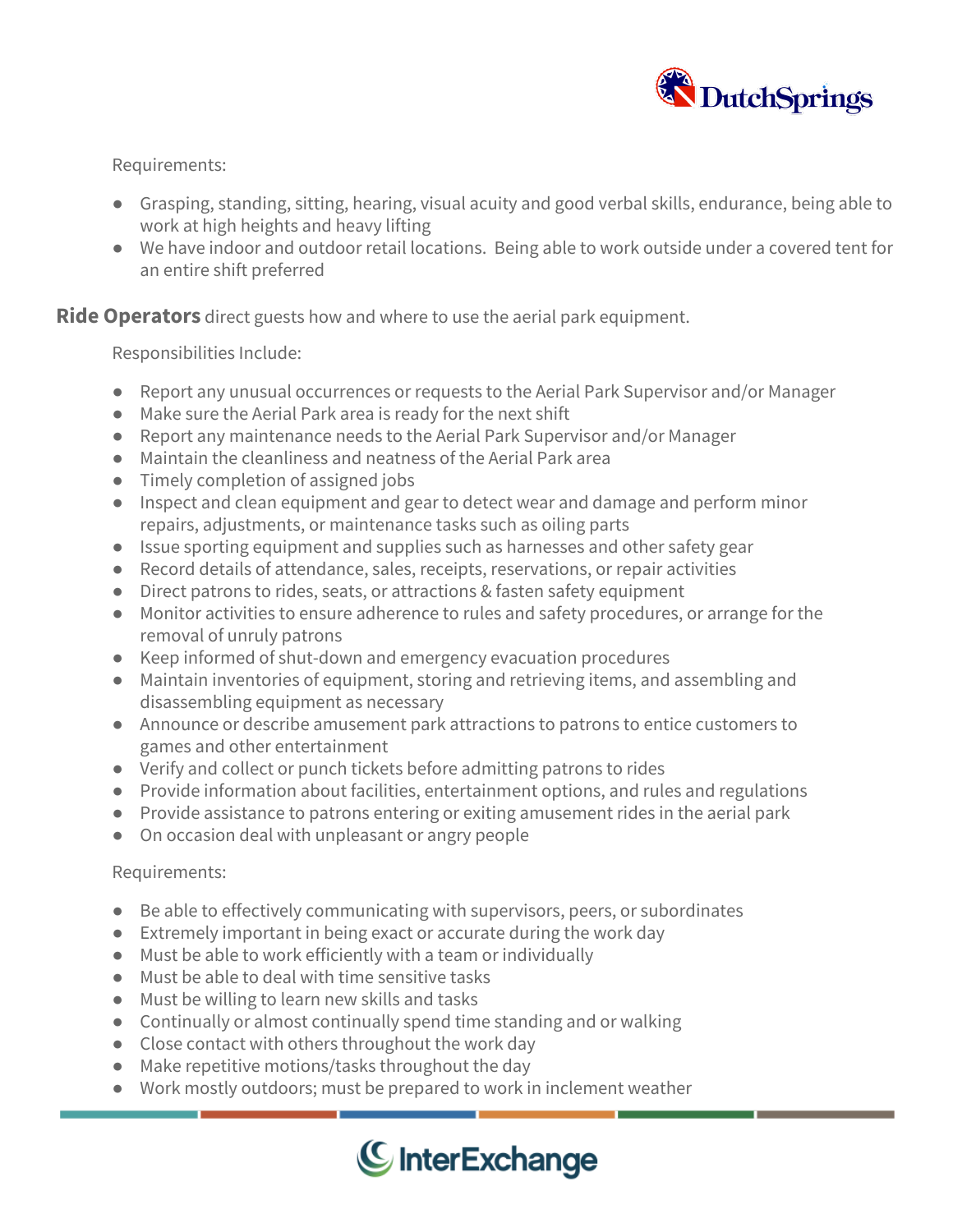Requirements:

- Grasping, standing, sitting, hearing, visual acuity and good verbal skills, endurance, being able to work at high heights and heavy lifting
- We have indoor and outdoor retail locations. Being able to work outside under a covered tent for an entire shift preferred

**Ride Operators** direct guests how and where to use the aerial park equipment.

Responsibilities Include:

- Report any unusual occurrences or requests to the Aerial Park Supervisor and/or Manager
- Make sure the Aerial Park area is ready for the next shift
- Report any maintenance needs to the Aerial Park Supervisor and/or Manager
- Maintain the cleanliness and neatness of the Aerial Park area
- Timely completion of assigned jobs
- Inspect and clean equipment and gear to detect wear and damage and perform minor repairs, adjustments, or maintenance tasks such as oiling parts
- Issue sporting equipment and supplies such as harnesses and other safety gear
- Record details of attendance, sales, receipts, reservations, or repair activities
- Direct patrons to rides, seats, or attractions & fasten safety equipment
- Monitor activities to ensure adherence to rules and safety procedures, or arrange for the removal of unruly patrons
- Keep informed of shut-down and emergency evacuation procedures
- Maintain inventories of equipment, storing and retrieving items, and assembling and disassembling equipment as necessary
- Announce or describe amusement park attractions to patrons to entice customers to games and other entertainment
- Verify and collect or punch tickets before admitting patrons to rides
- Provide information about facilities, entertainment options, and rules and regulations
- Provide assistance to patrons entering or exiting amusement rides in the aerial park
- On occasion deal with unpleasant or angry people

Requirements:

- Be able to effectively communicating with supervisors, peers, or subordinates
- Extremely important in being exact or accurate during the work day
- Must be able to work efficiently with a team or individually
- Must be able to deal with time sensitive tasks
- Must be willing to learn new skills and tasks
- Continually or almost continually spend time standing and or walking
- Close contact with others throughout the work day
- Make repetitive motions/tasks throughout the day
- Work mostly outdoors; must be prepared to work in inclement weather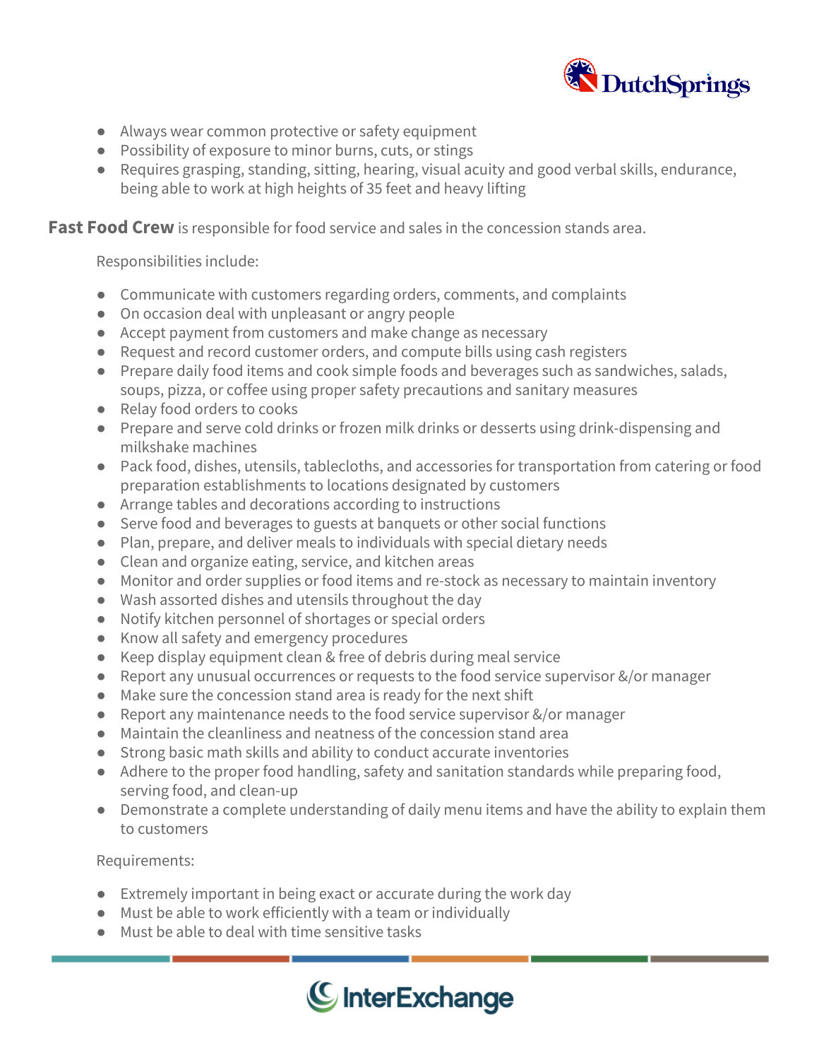- Always wear common protective or safety equipment
- Possibility of exposure to minor burns, cuts, or stings
- Requires grasping, standing, sitting, hearing, visual acuity and good verbal skills, endurance, being able to work at high heights of 35 feet and heavy lifting

**Fast Food Crew** is responsible for food service and sales in the concession stands area.

Responsibilities include:

- Communicate with customers regarding orders, comments, and complaints
- On occasion deal with unpleasant or angry people
- Accept payment from customers and make change as necessary
- Request and record customer orders, and compute bills using cash registers
- Prepare daily food items and cook simple foods and beverages such as sandwiches, salads, soups, pizza, or coffee using proper safety precautions and sanitary measures
- Relay food orders to cooks
- Prepare and serve cold drinks or frozen milk drinks or desserts using drink-dispensing and milkshake machines
- Pack food, dishes, utensils, tablecloths, and accessories for transportation from catering or food preparation establishments to locations designated by customers
- Arrange tables and decorations according to instructions
- Serve food and beverages to guests at banquets or other social functions
- Plan, prepare, and deliver meals to individuals with special dietary needs
- Clean and organize eating, service, and kitchen areas
- Monitor and order supplies or food items and re-stock as necessary to maintain inventory
- Wash assorted dishes and utensils throughout the day
- Notify kitchen personnel of shortages or special orders
- Know all safety and emergency procedures
- Keep display equipment clean & free of debris during meal service
- Report any unusual occurrences or requests to the food service supervisor &/or manager
- Make sure the concession stand area is ready for the next shift
- Report any maintenance needs to the food service supervisor &/or manager
- Maintain the cleanliness and neatness of the concession stand area
- Strong basic math skills and ability to conduct accurate inventories
- Adhere to the proper food handling, safety and sanitation standards while preparing food, serving food, and clean-up
- Demonstrate a complete understanding of daily menu items and have the ability to explain them to customers

Requirements:

- Extremely important in being exact or accurate during the work day
- Must be able to work efficiently with a team or individually
- Must be able to deal with time sensitive tasks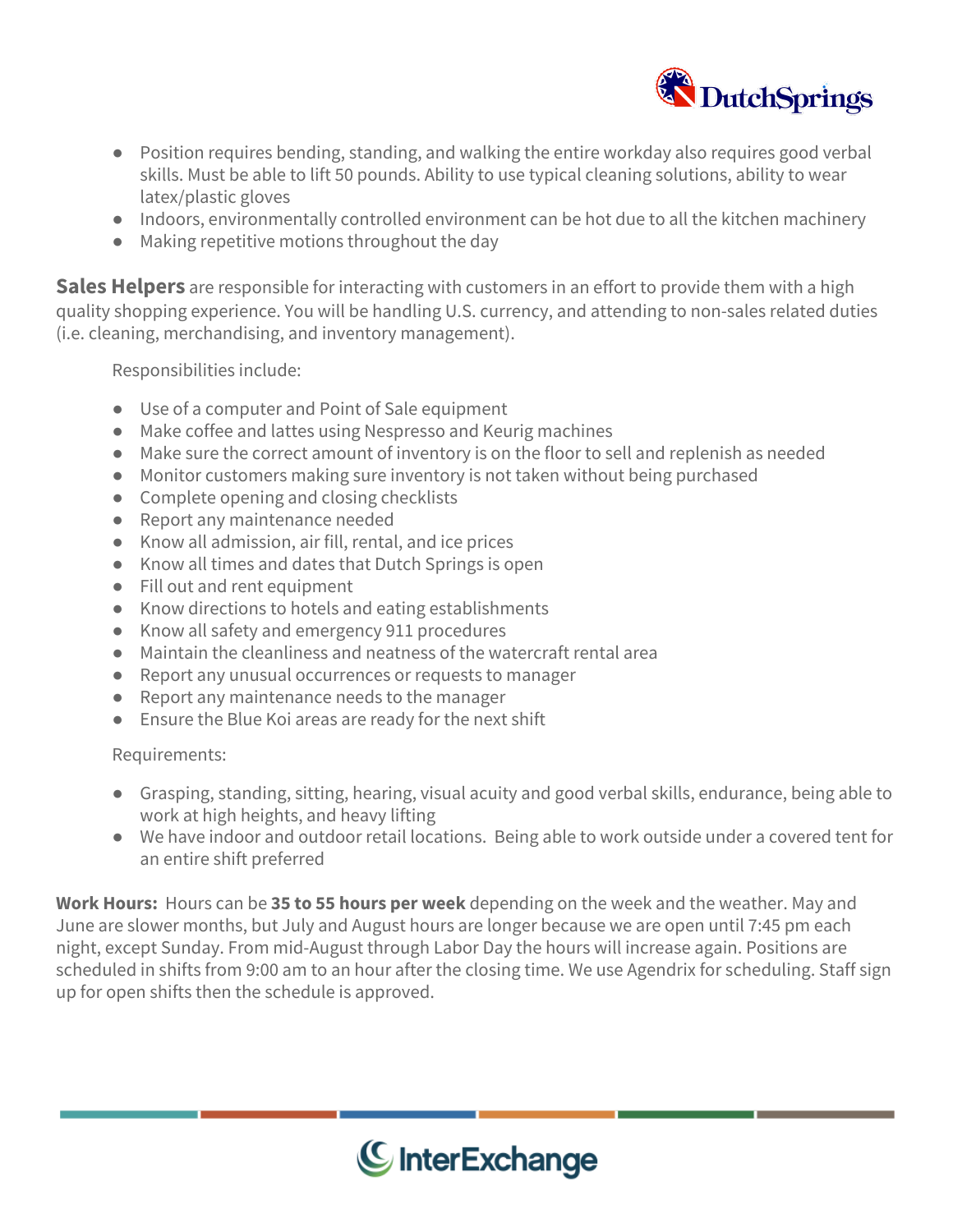- Position requires bending, standing, and walking the entire workday also requires good verbal skills. Must be able to lift 50 pounds. Ability to use typical cleaning solutions, ability to wear latex/plastic gloves
- Indoors, environmentally controlled environment can be hot due to all the kitchen machinery
- Making repetitive motions throughout the day

**Sales Helpers** are responsible for interacting with customers in an effort to provide them with a high quality shopping experience. You will be handling U.S. currency, and attending to non-sales related duties (i.e. cleaning, merchandising, and inventory management).

Responsibilities include:

- Use of a computer and Point of Sale equipment
- Make coffee and lattes using Nespresso and Keurig machines
- Make sure the correct amount of inventory is on the floor to sell and replenish as needed
- Monitor customers making sure inventory is not taken without being purchased
- Complete opening and closing checklists
- Report any maintenance needed
- Know all admission, air fill, rental, and ice prices
- Know all times and dates that Dutch Springs is open
- Fill out and rent equipment
- Know directions to hotels and eating establishments
- Know all safety and emergency 911 procedures
- Maintain the cleanliness and neatness of the watercraft rental area
- Report any unusual occurrences or requests to manager
- Report any maintenance needs to the manager
- Ensure the Blue Koi areas are ready for the next shift

Requirements:

- Grasping, standing, sitting, hearing, visual acuity and good verbal skills, endurance, being able to work at high heights, and heavy lifting
- We have indoor and outdoor retail locations. Being able to work outside under a covered tent for an entire shift preferred

**Work Hours:** Hours can be **35 to 55 hours per week** depending on the week and the weather. May and June are slower months, but July and August hours are longer because we are open until 7:45 pm each night, except Sunday. From mid-August through Labor Day the hours will increase again. Positions are scheduled in shifts from 9:00 am to an hour after the closing time. We use Agendrix for scheduling. Staff sign up for open shifts then the schedule is approved.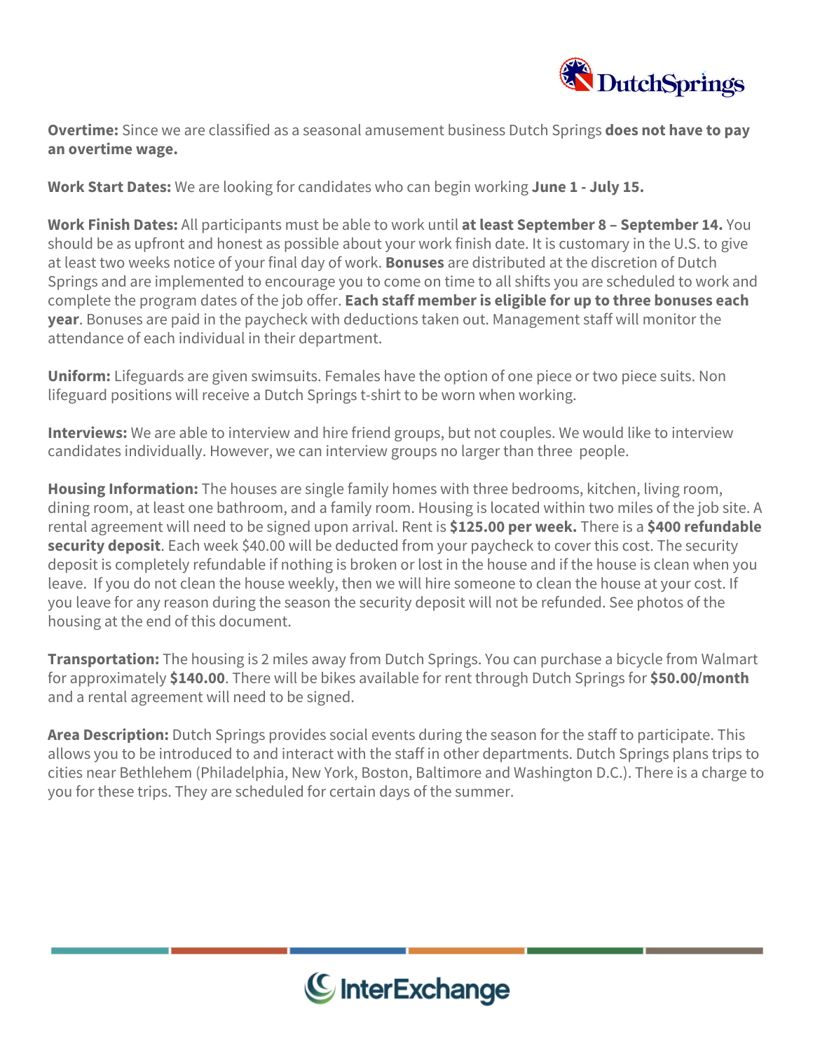**Overtime:** Since we are classified as a seasonal amusement business Dutch Springs **does not have to pay an overtime wage.**

**Work Start Dates:** We are looking for candidates who can begin working **June 1 - July 15.**

**Work Finish Dates:** All participants must be able to work until **at least September 8 – September 14.** You should be as upfront and honest as possible about your work finish date. It is customary in the U.S. to give at least two weeks notice of your final day of work. **Bonuses** are distributed at the discretion of Dutch Springs and are implemented to encourage you to come on time to all shifts you are scheduled to work and complete the program dates of the job offer. **Each staff member is eligible for up to three bonuses each year**. Bonuses are paid in the paycheck with deductions taken out. Management staff will monitor the attendance of each individual in their department.

**Uniform:** Lifeguards are given swimsuits. Females have the option of one piece or two piece suits. Non lifeguard positions will receive a Dutch Springs t-shirt to be worn when working.

**Interviews:** We are able to interview and hire friend groups, but not couples. We would like to interview candidates individually. However, we can interview groups no larger than three people.

**Housing Information:** The houses are single family homes with three bedrooms, kitchen, living room, dining room, at least one bathroom, and a family room. Housing is located within two miles of the job site. A rental agreement will need to be signed upon arrival. Rent is **$125.00 per week.** There is a **$400 refundable security deposit**. Each week $40.00 will be deducted from your paycheck to cover this cost. The security deposit is completely refundable if nothing is broken or lost in the house and if the house is clean when you leave. If you do not clean the house weekly, then we will hire someone to clean the house at your cost. If you leave for any reason during the season the security deposit will not be refunded. See photos of the housing at the end of this document.

**Transportation:** The housing is 2 miles away from Dutch Springs. You can purchase a bicycle from Walmart for approximately **$140.00**. There will be bikes available for rent through Dutch Springs for **$50.00/month** and a rental agreement will need to be signed.

**Area Description:** Dutch Springs provides social events during the season for the staff to participate. This allows you to be introduced to and interact with the staff in other departments. Dutch Springs plans trips to cities near Bethlehem (Philadelphia, New York, Boston, Baltimore and Washington D.C.). There is a charge to you for these trips. They are scheduled for certain days of the summer.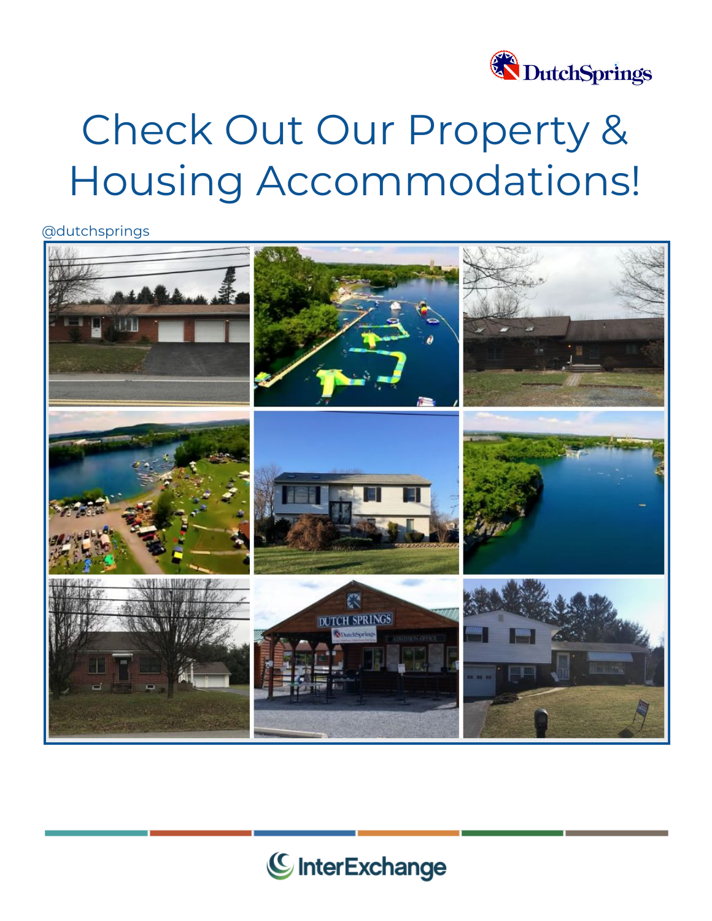DutchSprings

# Check Out Our Property & Housing Accommodations!

@dutchsprings

InterExchange